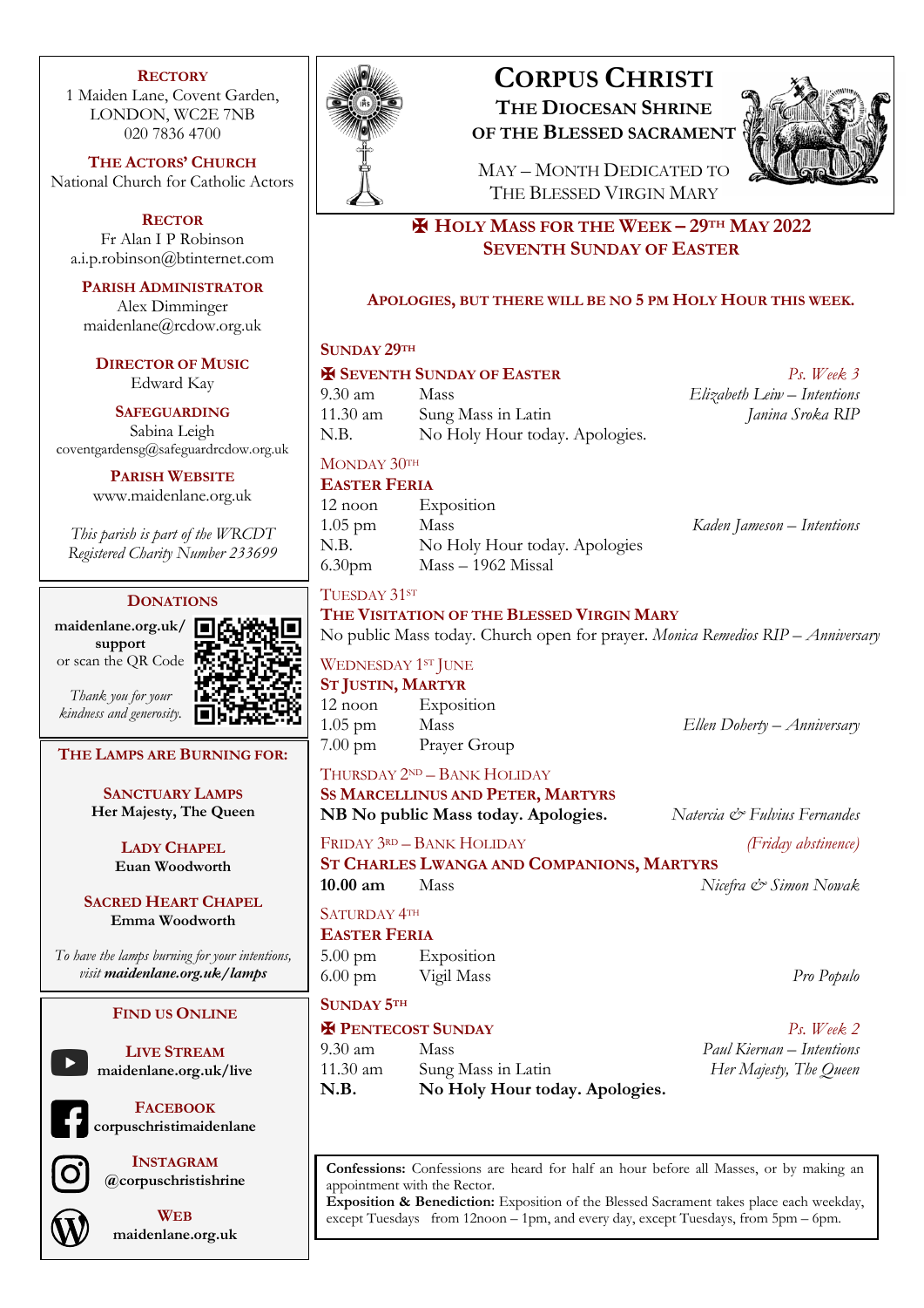# Corpus Christi

## The Diocesan Shrine of the Blessed Sacrament

May – Month Dedicated to The Blessed Virgin Mary

## ✠ Holy Mass for the Week – 29th May 2022

### Seventh Sunday of Easter

**Apologies, but there will be no 5 pm Holy Hour this week.**

**Sunday 29th**

**✠ Seventh Sunday of Easter** — *Ps. Week 3*

| | | |
|---|---|---|
| 9.30 am | Mass | *Elizabeth Leiw – Intentions* |
| 11.30 am | Sung Mass in Latin | *Janina Sroka RIP* |
| N.B. | No Holy Hour today. Apologies. | |

**Monday 30th**

**Easter Feria**

| | | |
|---|---|---|
| 12 noon | Exposition | |
| 1.05 pm | Mass | *Kaden Jameson – Intentions* |
| N.B. | No Holy Hour today. Apologies | |
| 6.30pm | Mass – 1962 Missal | |

**Tuesday 31st**

**The Visitation of the Blessed Virgin Mary**

No public Mass today. Church open for prayer. *Monica Remedios RIP – Anniversary*

**Wednesday 1st June**

**St Justin, Martyr**

| | | |
|---|---|---|
| 12 noon | Exposition | |
| 1.05 pm | Mass | *Ellen Doherty – Anniversary* |
| 7.00 pm | Prayer Group | |

**Thursday 2nd – Bank Holiday**

**Ss Marcellinus and Peter, Martyrs**

**NB No public Mass today. Apologies.** *Natercia & Fulvius Fernandes*

**Friday 3rd – Bank Holiday** — *(Friday abstinence)*

**St Charles Lwanga and Companions, Martyrs**

| | | |
|---|---|---|
| **10.00 am** | Mass | *Nicefra & Simon Nowak* |

**Saturday 4th**

**Easter Feria**

| | | |
|---|---|---|
| 5.00 pm | Exposition | |
| 6.00 pm | Vigil Mass | *Pro Populo* |

**Sunday 5th**

**✠ Pentecost Sunday** — *Ps. Week 2*

| | | |
|---|---|---|
| 9.30 am | Mass | *Paul Kiernan – Intentions* |
| 11.30 am | Sung Mass in Latin | *Her Majesty, The Queen* |
| **N.B.** | **No Holy Hour today. Apologies.** | |

**Confessions:** Confessions are heard for half an hour before all Masses, or by making an appointment with the Rector.
**Exposition & Benediction:** Exposition of the Blessed Sacrament takes place each weekday, except Tuesdays from 12noon – 1pm, and every day, except Tuesdays, from 5pm – 6pm.

---

**Rectory**
1 Maiden Lane, Covent Garden,
LONDON, WC2E 7NB
020 7836 4700

**The Actors' Church**
National Church for Catholic Actors

**Rector**
Fr Alan I P Robinson
a.i.p.robinson@btinternet.com

**Parish Administrator**
Alex Dimminger
maidenlane@rcdow.org.uk

**Director of Music**
Edward Kay

**Safeguarding**
Sabina Leigh
coventgardensg@safeguardrcdow.org.uk

**Parish Website**
www.maidenlane.org.uk

*This parish is part of the WRCDT Registered Charity Number 233699*

**Donations**

**maidenlane.org.uk/support** or scan the QR Code

*Thank you for your kindness and generosity.*

**The Lamps are Burning for:**

**Sanctuary Lamps**
**Her Majesty, The Queen**

**Lady Chapel**
**Euan Woodworth**

**Sacred Heart Chapel**
**Emma Woodworth**

*To have the lamps burning for your intentions, visit **maidenlane.org.uk/lamps***

**Find us Online**

**Live Stream**
**maidenlane.org.uk/live**

**Facebook**
**corpuschristimaidenlane**

**Instagram**
**@corpuschristishrine**

**Web**
**maidenlane.org.uk**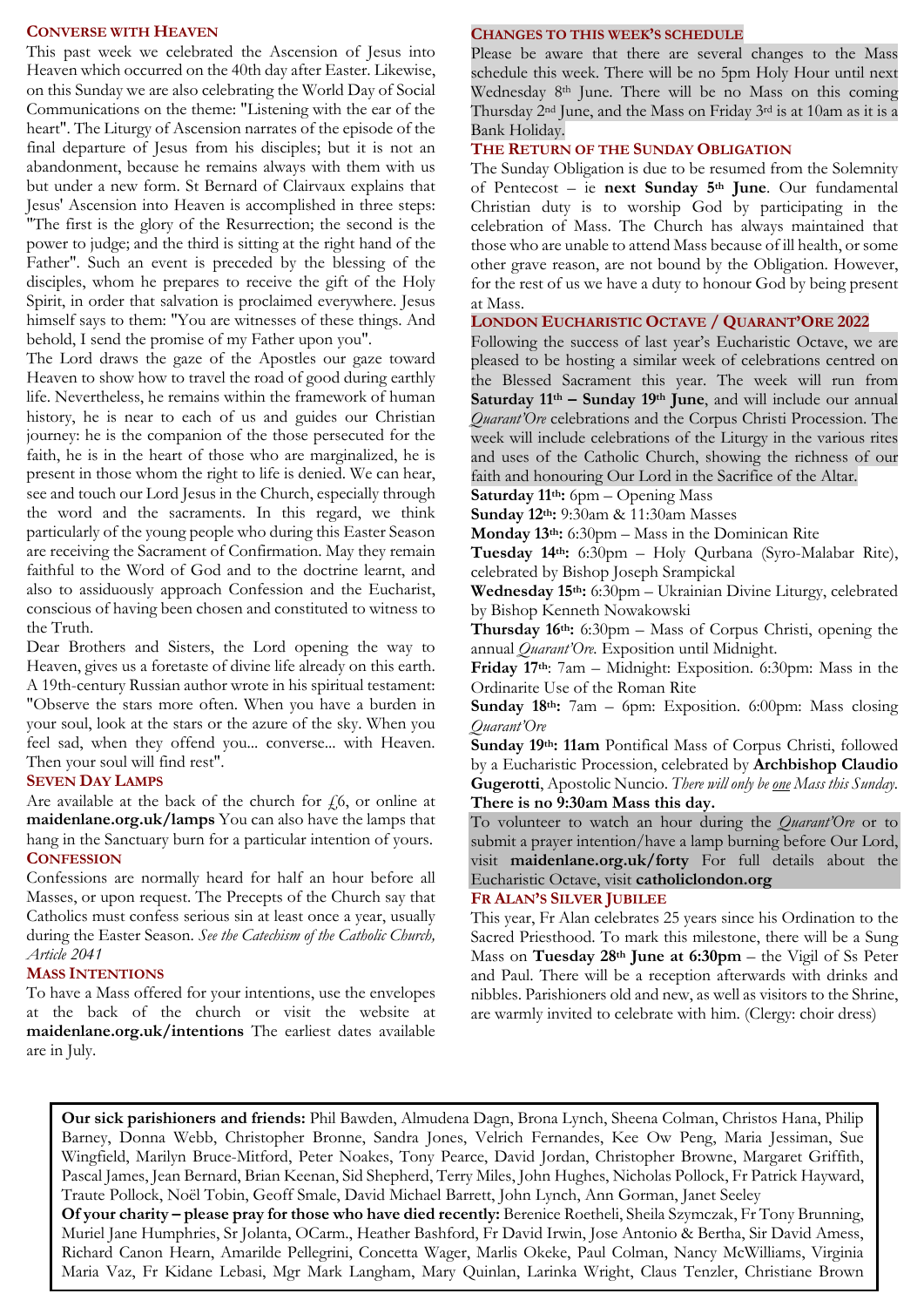### Converse with Heaven

This past week we celebrated the Ascension of Jesus into Heaven which occurred on the 40th day after Easter. Likewise, on this Sunday we are also celebrating the World Day of Social Communications on the theme: "Listening with the ear of the heart". The Liturgy of Ascension narrates of the episode of the final departure of Jesus from his disciples; but it is not an abandonment, because he remains always with them with us but under a new form. St Bernard of Clairvaux explains that Jesus' Ascension into Heaven is accomplished in three steps: "The first is the glory of the Resurrection; the second is the power to judge; and the third is sitting at the right hand of the Father". Such an event is preceded by the blessing of the disciples, whom he prepares to receive the gift of the Holy Spirit, in order that salvation is proclaimed everywhere. Jesus himself says to them: "You are witnesses of these things. And behold, I send the promise of my Father upon you".

The Lord draws the gaze of the Apostles our gaze toward Heaven to show how to travel the road of good during earthly life. Nevertheless, he remains within the framework of human history, he is near to each of us and guides our Christian journey: he is the companion of the those persecuted for the faith, he is in the heart of those who are marginalized, he is present in those whom the right to life is denied. We can hear, see and touch our Lord Jesus in the Church, especially through the word and the sacraments. In this regard, we think particularly of the young people who during this Easter Season are receiving the Sacrament of Confirmation. May they remain faithful to the Word of God and to the doctrine learnt, and also to assiduously approach Confession and the Eucharist, conscious of having been chosen and constituted to witness to the Truth.

Dear Brothers and Sisters, the Lord opening the way to Heaven, gives us a foretaste of divine life already on this earth. A 19th-century Russian author wrote in his spiritual testament: "Observe the stars more often. When you have a burden in your soul, look at the stars or the azure of the sky. When you feel sad, when they offend you... converse... with Heaven. Then your soul will find rest".

### Seven Day Lamps

Are available at the back of the church for £6, or online at **maidenlane.org.uk/lamps** You can also have the lamps that hang in the Sanctuary burn for a particular intention of yours.

### Confession

Confessions are normally heard for half an hour before all Masses, or upon request. The Precepts of the Church say that Catholics must confess serious sin at least once a year, usually during the Easter Season. *See the Catechism of the Catholic Church, Article 2041*

### Mass Intentions

To have a Mass offered for your intentions, use the envelopes at the back of the church or visit the website at **maidenlane.org.uk/intentions** The earliest dates available are in July.

### Changes to this week's schedule

Please be aware that there are several changes to the Mass schedule this week. There will be no 5pm Holy Hour until next Wednesday 8th June. There will be no Mass on this coming Thursday 2nd June, and the Mass on Friday 3rd is at 10am as it is a Bank Holiday.

### The Return of the Sunday Obligation

The Sunday Obligation is due to be resumed from the Solemnity of Pentecost – ie **next Sunday 5th June**. Our fundamental Christian duty is to worship God by participating in the celebration of Mass. The Church has always maintained that those who are unable to attend Mass because of ill health, or some other grave reason, are not bound by the Obligation. However, for the rest of us we have a duty to honour God by being present at Mass.

### London Eucharistic Octave / Quarant'Ore 2022

Following the success of last year's Eucharistic Octave, we are pleased to be hosting a similar week of celebrations centred on the Blessed Sacrament this year. The week will run from **Saturday 11th – Sunday 19th June**, and will include our annual *Quarant'Ore* celebrations and the Corpus Christi Procession. The week will include celebrations of the Liturgy in the various rites and uses of the Catholic Church, showing the richness of our faith and honouring Our Lord in the Sacrifice of the Altar.

**Saturday 11th:** 6pm – Opening Mass

**Sunday 12th:** 9:30am & 11:30am Masses

**Monday 13th:** 6:30pm – Mass in the Dominican Rite

**Tuesday 14th:** 6:30pm – Holy Qurbana (Syro-Malabar Rite), celebrated by Bishop Joseph Srampickal

**Wednesday 15th:** 6:30pm – Ukrainian Divine Liturgy, celebrated by Bishop Kenneth Nowakowski

**Thursday 16th:** 6:30pm – Mass of Corpus Christi, opening the annual *Quarant'Ore*. Exposition until Midnight.

**Friday 17th**: 7am – Midnight: Exposition. 6:30pm: Mass in the Ordinarite Use of the Roman Rite

**Sunday 18th:** 7am – 6pm: Exposition. 6:00pm: Mass closing *Quarant'Ore*

**Sunday 19th: 11am** Pontifical Mass of Corpus Christi, followed by a Eucharistic Procession, celebrated by **Archbishop Claudio Gugerotti**, Apostolic Nuncio. *There will only be one Mass this Sunday.* **There is no 9:30am Mass this day.**

To volunteer to watch an hour during the *Quarant'Ore* or to submit a prayer intention/have a lamp burning before Our Lord, visit **maidenlane.org.uk/forty** For full details about the Eucharistic Octave, visit **catholiclondon.org**

### Fr Alan's Silver Jubilee

This year, Fr Alan celebrates 25 years since his Ordination to the Sacred Priesthood. To mark this milestone, there will be a Sung Mass on **Tuesday 28th June at 6:30pm** – the Vigil of Ss Peter and Paul. There will be a reception afterwards with drinks and nibbles. Parishioners old and new, as well as visitors to the Shrine, are warmly invited to celebrate with him. (Clergy: choir dress)

**Our sick parishioners and friends:** Phil Bawden, Almudena Dagn, Brona Lynch, Sheena Colman, Christos Hana, Philip Barney, Donna Webb, Christopher Bronne, Sandra Jones, Velrich Fernandes, Kee Ow Peng, Maria Jessiman, Sue Wingfield, Marilyn Bruce-Mitford, Peter Noakes, Tony Pearce, David Jordan, Christopher Browne, Margaret Griffith, Pascal James, Jean Bernard, Brian Keenan, Sid Shepherd, Terry Miles, John Hughes, Nicholas Pollock, Fr Patrick Hayward, Traute Pollock, Noël Tobin, Geoff Smale, David Michael Barrett, John Lynch, Ann Gorman, Janet Seeley

**Of your charity – please pray for those who have died recently:** Berenice Roetheli, Sheila Szymczak, Fr Tony Brunning, Muriel Jane Humphries, Sr Jolanta, OCarm., Heather Bashford, Fr David Irwin, Jose Antonio & Bertha, Sir David Amess, Richard Canon Hearn, Amarilde Pellegrini, Concetta Wager, Marlis Okeke, Paul Colman, Nancy McWilliams, Virginia Maria Vaz, Fr Kidane Lebasi, Mgr Mark Langham, Mary Quinlan, Larinka Wright, Claus Tenzler, Christiane Brown